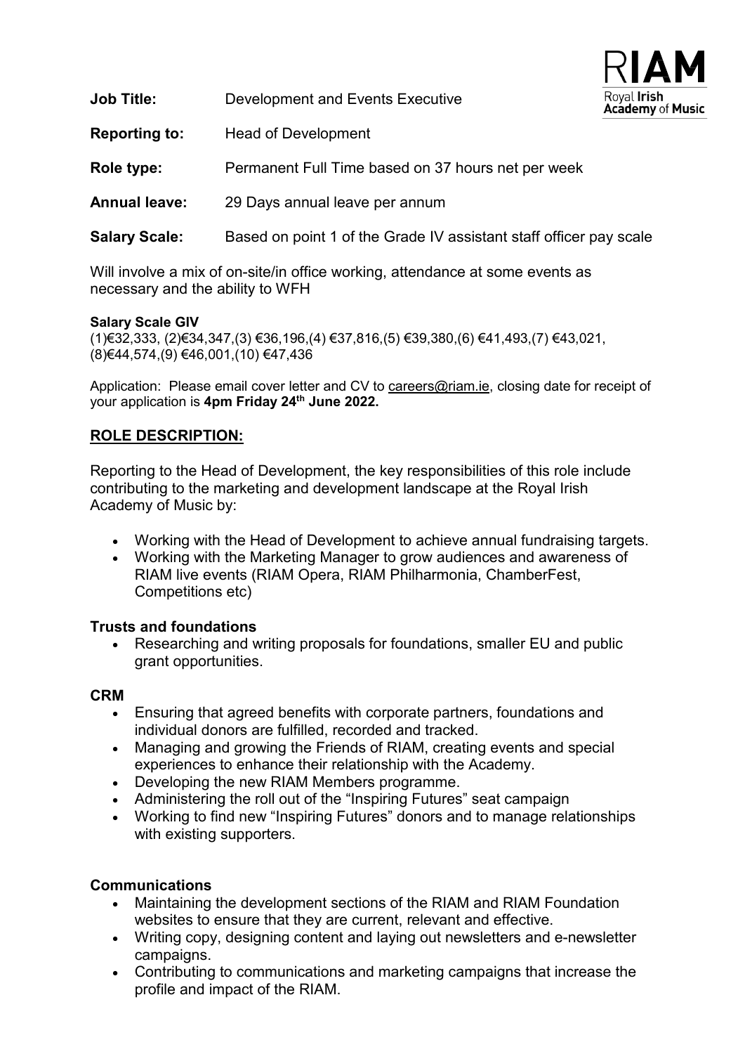RIAM
Royal Irish Academy of Music

**Job Title:** Development and Events Executive

**Reporting to:** Head of Development

**Role type:** Permanent Full Time based on 37 hours net per week

**Annual leave:** 29 Days annual leave per annum

**Salary Scale:** Based on point 1 of the Grade IV assistant staff officer pay scale

Will involve a mix of on-site/in office working, attendance at some events as necessary and the ability to WFH

**Salary Scale GIV**
(1)€32,333, (2)€34,347,(3) €36,196,(4) €37,816,(5) €39,380,(6) €41,493,(7) €43,021, (8)€44,574,(9) €46,001,(10) €47,436

Application: Please email cover letter and CV to careers@riam.ie, closing date for receipt of your application is **4pm Friday 24th June 2022.**

## ROLE DESCRIPTION:

Reporting to the Head of Development, the key responsibilities of this role include contributing to the marketing and development landscape at the Royal Irish Academy of Music by:

- Working with the Head of Development to achieve annual fundraising targets.
- Working with the Marketing Manager to grow audiences and awareness of RIAM live events (RIAM Opera, RIAM Philharmonia, ChamberFest, Competitions etc)

### Trusts and foundations

- Researching and writing proposals for foundations, smaller EU and public grant opportunities.

### CRM

- Ensuring that agreed benefits with corporate partners, foundations and individual donors are fulfilled, recorded and tracked.
- Managing and growing the Friends of RIAM, creating events and special experiences to enhance their relationship with the Academy.
- Developing the new RIAM Members programme.
- Administering the roll out of the "Inspiring Futures" seat campaign
- Working to find new "Inspiring Futures" donors and to manage relationships with existing supporters.

### Communications

- Maintaining the development sections of the RIAM and RIAM Foundation websites to ensure that they are current, relevant and effective.
- Writing copy, designing content and laying out newsletters and e-newsletter campaigns.
- Contributing to communications and marketing campaigns that increase the profile and impact of the RIAM.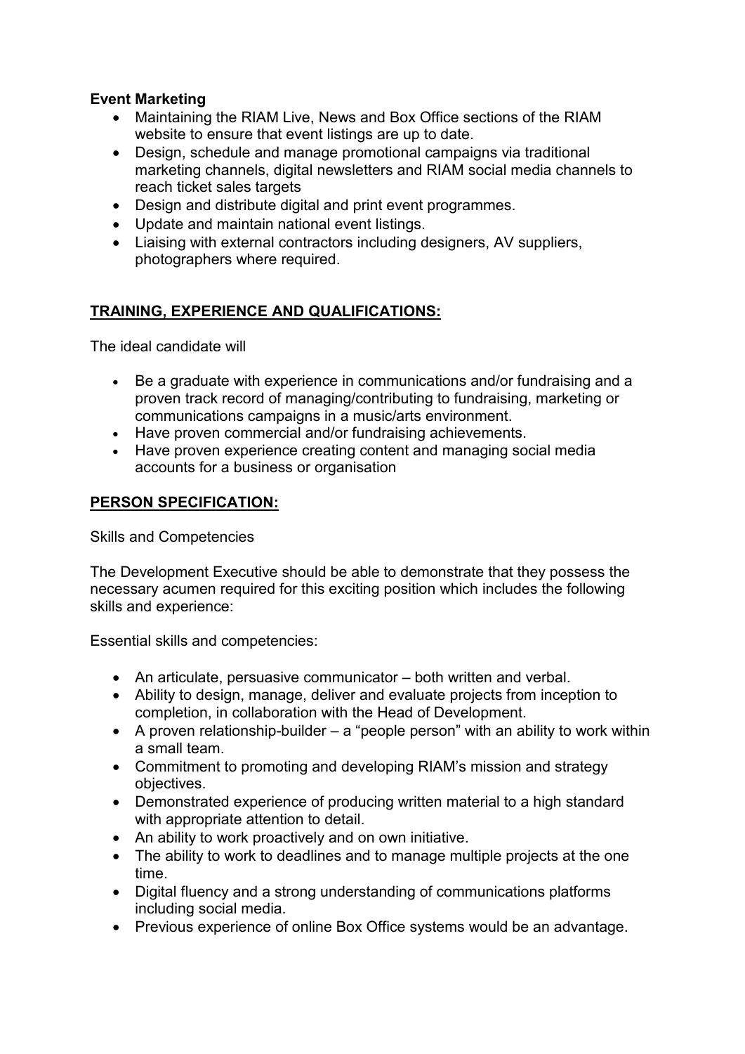**Event Marketing**

- Maintaining the RIAM Live, News and Box Office sections of the RIAM website to ensure that event listings are up to date.
- Design, schedule and manage promotional campaigns via traditional marketing channels, digital newsletters and RIAM social media channels to reach ticket sales targets
- Design and distribute digital and print event programmes.
- Update and maintain national event listings.
- Liaising with external contractors including designers, AV suppliers, photographers where required.

## **TRAINING, EXPERIENCE AND QUALIFICATIONS:**

The ideal candidate will

- Be a graduate with experience in communications and/or fundraising and a proven track record of managing/contributing to fundraising, marketing or communications campaigns in a music/arts environment.
- Have proven commercial and/or fundraising achievements.
- Have proven experience creating content and managing social media accounts for a business or organisation

## **PERSON SPECIFICATION:**

Skills and Competencies

The Development Executive should be able to demonstrate that they possess the necessary acumen required for this exciting position which includes the following skills and experience:

Essential skills and competencies:

- An articulate, persuasive communicator – both written and verbal.
- Ability to design, manage, deliver and evaluate projects from inception to completion, in collaboration with the Head of Development.
- A proven relationship-builder – a "people person" with an ability to work within a small team.
- Commitment to promoting and developing RIAM's mission and strategy objectives.
- Demonstrated experience of producing written material to a high standard with appropriate attention to detail.
- An ability to work proactively and on own initiative.
- The ability to work to deadlines and to manage multiple projects at the one time.
- Digital fluency and a strong understanding of communications platforms including social media.
- Previous experience of online Box Office systems would be an advantage.